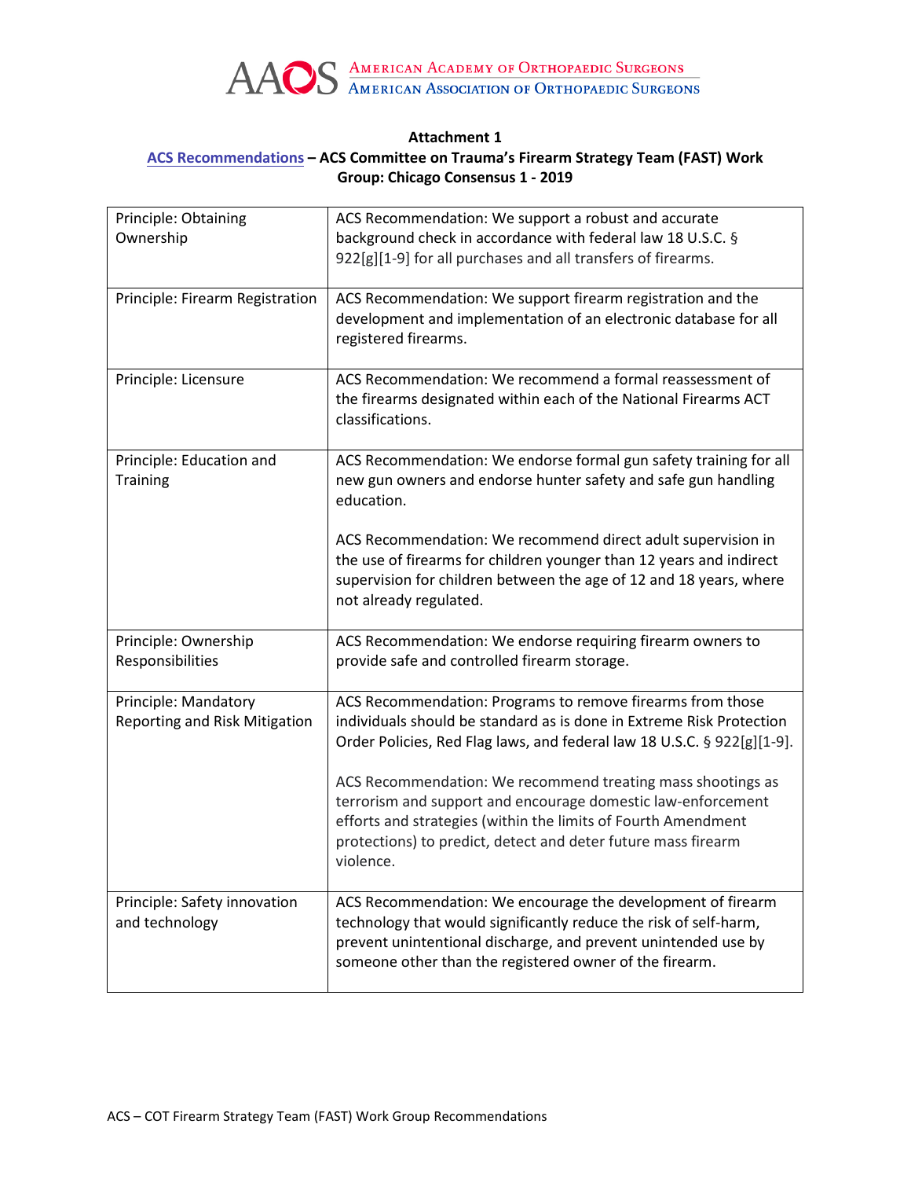**Attachment 1**

**ACS Recommendations – ACS Committee on Trauma's Firearm Strategy Team (FAST) Work Group: Chicago Consensus 1 - 2019**

| | |
|---|---|
| Principle: Obtaining Ownership | ACS Recommendation: We support a robust and accurate background check in accordance with federal law 18 U.S.C. § 922[g][1-9] for all purchases and all transfers of firearms. |
| Principle: Firearm Registration | ACS Recommendation: We support firearm registration and the development and implementation of an electronic database for all registered firearms. |
| Principle: Licensure | ACS Recommendation: We recommend a formal reassessment of the firearms designated within each of the National Firearms ACT classifications. |
| Principle: Education and Training | ACS Recommendation: We endorse formal gun safety training for all new gun owners and endorse hunter safety and safe gun handling education.<br><br>ACS Recommendation: We recommend direct adult supervision in the use of firearms for children younger than 12 years and indirect supervision for children between the age of 12 and 18 years, where not already regulated. |
| Principle: Ownership Responsibilities | ACS Recommendation: We endorse requiring firearm owners to provide safe and controlled firearm storage. |
| Principle: Mandatory Reporting and Risk Mitigation | ACS Recommendation: Programs to remove firearms from those individuals should be standard as is done in Extreme Risk Protection Order Policies, Red Flag laws, and federal law 18 U.S.C. § 922[g][1-9].<br><br>ACS Recommendation: We recommend treating mass shootings as terrorism and support and encourage domestic law-enforcement efforts and strategies (within the limits of Fourth Amendment protections) to predict, detect and deter future mass firearm violence. |
| Principle: Safety innovation and technology | ACS Recommendation: We encourage the development of firearm technology that would significantly reduce the risk of self-harm, prevent unintentional discharge, and prevent unintended use by someone other than the registered owner of the firearm. |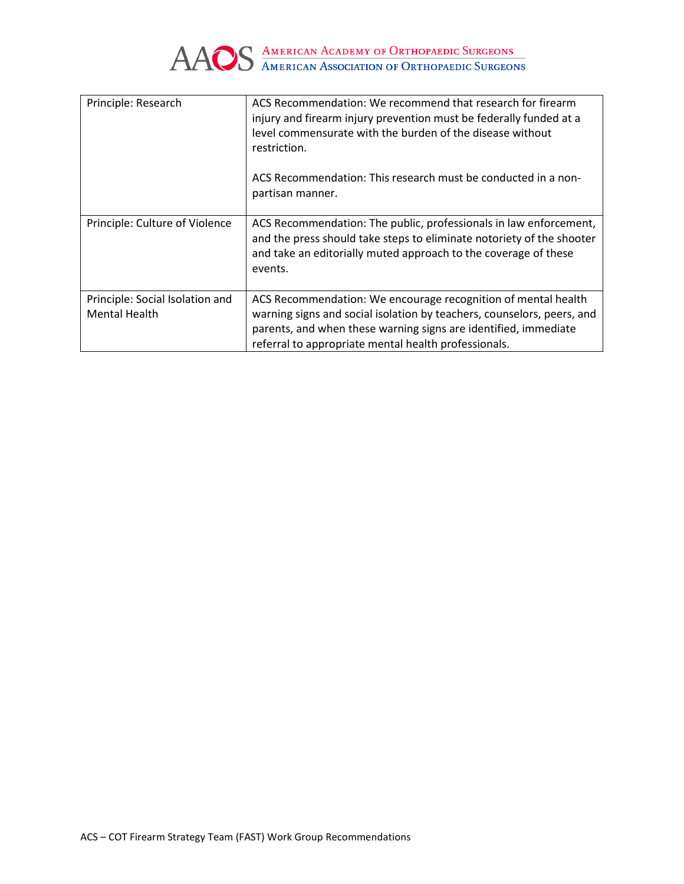| | |
|---|---|
| Principle: Research | ACS Recommendation: We recommend that research for firearm injury and firearm injury prevention must be federally funded at a level commensurate with the burden of the disease without restriction.<br><br>ACS Recommendation: This research must be conducted in a non-partisan manner. |
| Principle: Culture of Violence | ACS Recommendation: The public, professionals in law enforcement, and the press should take steps to eliminate notoriety of the shooter and take an editorially muted approach to the coverage of these events. |
| Principle: Social Isolation and Mental Health | ACS Recommendation: We encourage recognition of mental health warning signs and social isolation by teachers, counselors, peers, and parents, and when these warning signs are identified, immediate referral to appropriate mental health professionals. |